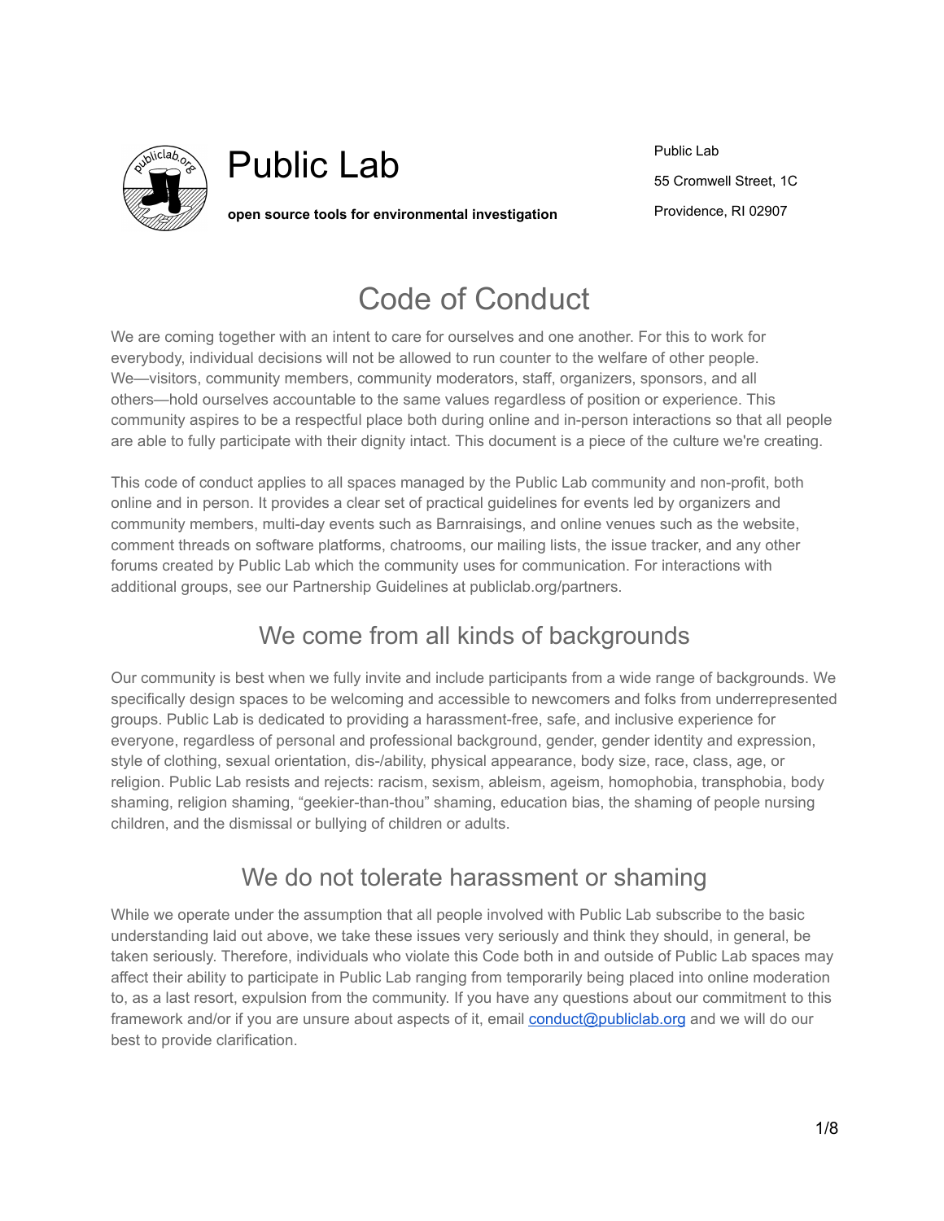# Public Lab

**open source tools for environmental investigation**

Public Lab
55 Cromwell Street, 1C
Providence, RI 02907

# Code of Conduct

We are coming together with an intent to care for ourselves and one another. For this to work for everybody, individual decisions will not be allowed to run counter to the welfare of other people. We—visitors, community members, community moderators, staff, organizers, sponsors, and all others—hold ourselves accountable to the same values regardless of position or experience. This community aspires to be a respectful place both during online and in-person interactions so that all people are able to fully participate with their dignity intact. This document is a piece of the culture we're creating.

This code of conduct applies to all spaces managed by the Public Lab community and non-profit, both online and in person. It provides a clear set of practical guidelines for events led by organizers and community members, multi-day events such as Barnraisings, and online venues such as the website, comment threads on software platforms, chatrooms, our mailing lists, the issue tracker, and any other forums created by Public Lab which the community uses for communication. For interactions with additional groups, see our Partnership Guidelines at publiclab.org/partners.

## We come from all kinds of backgrounds

Our community is best when we fully invite and include participants from a wide range of backgrounds. We specifically design spaces to be welcoming and accessible to newcomers and folks from underrepresented groups. Public Lab is dedicated to providing a harassment-free, safe, and inclusive experience for everyone, regardless of personal and professional background, gender, gender identity and expression, style of clothing, sexual orientation, dis-/ability, physical appearance, body size, race, class, age, or religion. Public Lab resists and rejects: racism, sexism, ableism, ageism, homophobia, transphobia, body shaming, religion shaming, "geekier-than-thou" shaming, education bias, the shaming of people nursing children, and the dismissal or bullying of children or adults.

## We do not tolerate harassment or shaming

While we operate under the assumption that all people involved with Public Lab subscribe to the basic understanding laid out above, we take these issues very seriously and think they should, in general, be taken seriously. Therefore, individuals who violate this Code both in and outside of Public Lab spaces may affect their ability to participate in Public Lab ranging from temporarily being placed into online moderation to, as a last resort, expulsion from the community. If you have any questions about our commitment to this framework and/or if you are unsure about aspects of it, email conduct@publiclab.org and we will do our best to provide clarification.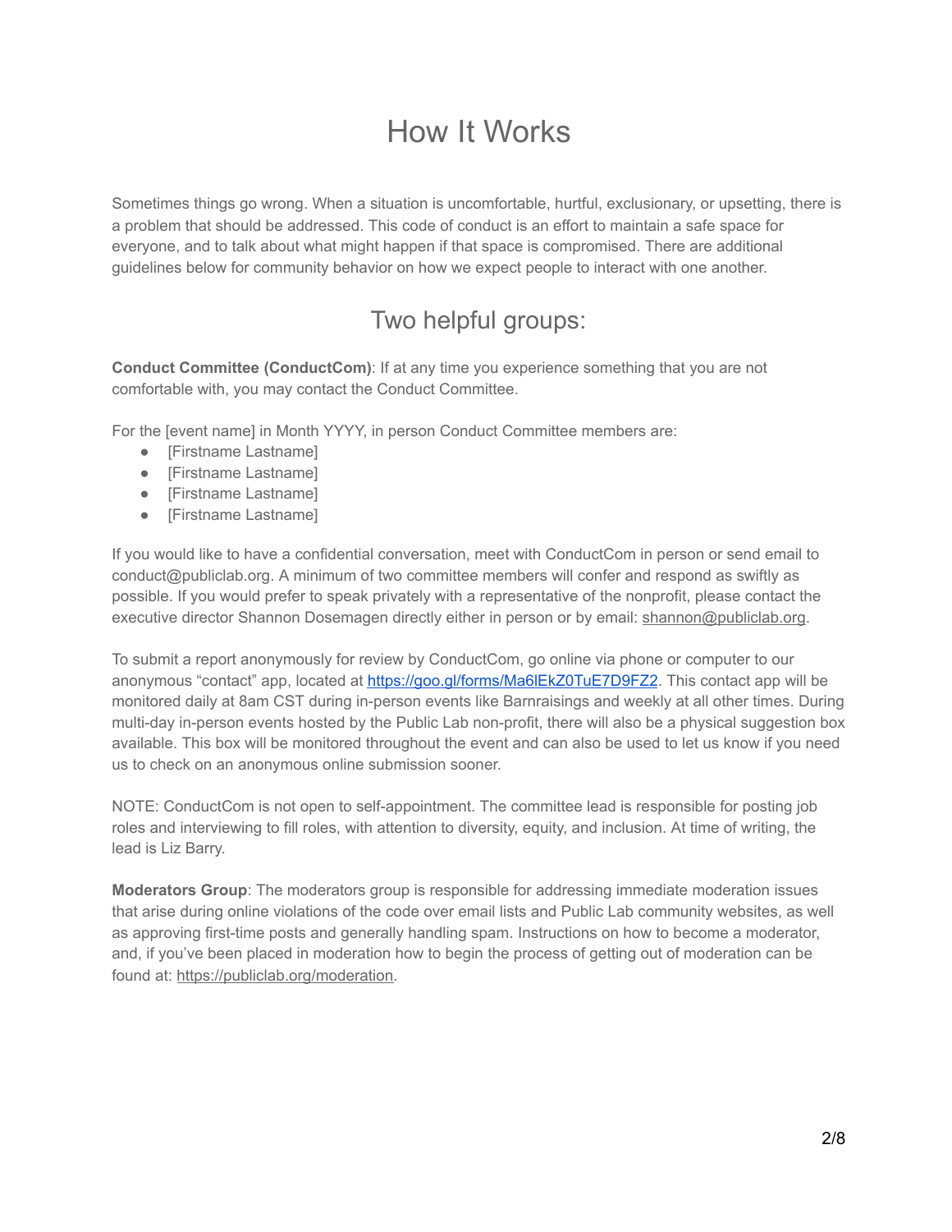# How It Works

Sometimes things go wrong. When a situation is uncomfortable, hurtful, exclusionary, or upsetting, there is a problem that should be addressed. This code of conduct is an effort to maintain a safe space for everyone, and to talk about what might happen if that space is compromised. There are additional guidelines below for community behavior on how we expect people to interact with one another.

## Two helpful groups:

**Conduct Committee (ConductCom)**: If at any time you experience something that you are not comfortable with, you may contact the Conduct Committee.

For the [event name] in Month YYYY, in person Conduct Committee members are:

- [Firstname Lastname]
- [Firstname Lastname]
- [Firstname Lastname]
- [Firstname Lastname]

If you would like to have a confidential conversation, meet with ConductCom in person or send email to conduct@publiclab.org. A minimum of two committee members will confer and respond as swiftly as possible. If you would prefer to speak privately with a representative of the nonprofit, please contact the executive director Shannon Dosemagen directly either in person or by email: shannon@publiclab.org.

To submit a report anonymously for review by ConductCom, go online via phone or computer to our anonymous "contact" app, located at https://goo.gl/forms/Ma6lEkZ0TuE7D9FZ2. This contact app will be monitored daily at 8am CST during in-person events like Barnraisings and weekly at all other times. During multi-day in-person events hosted by the Public Lab non-profit, there will also be a physical suggestion box available. This box will be monitored throughout the event and can also be used to let us know if you need us to check on an anonymous online submission sooner.

NOTE: ConductCom is not open to self-appointment. The committee lead is responsible for posting job roles and interviewing to fill roles, with attention to diversity, equity, and inclusion. At time of writing, the lead is Liz Barry.

**Moderators Group**: The moderators group is responsible for addressing immediate moderation issues that arise during online violations of the code over email lists and Public Lab community websites, as well as approving first-time posts and generally handling spam. Instructions on how to become a moderator, and, if you've been placed in moderation how to begin the process of getting out of moderation can be found at: https://publiclab.org/moderation.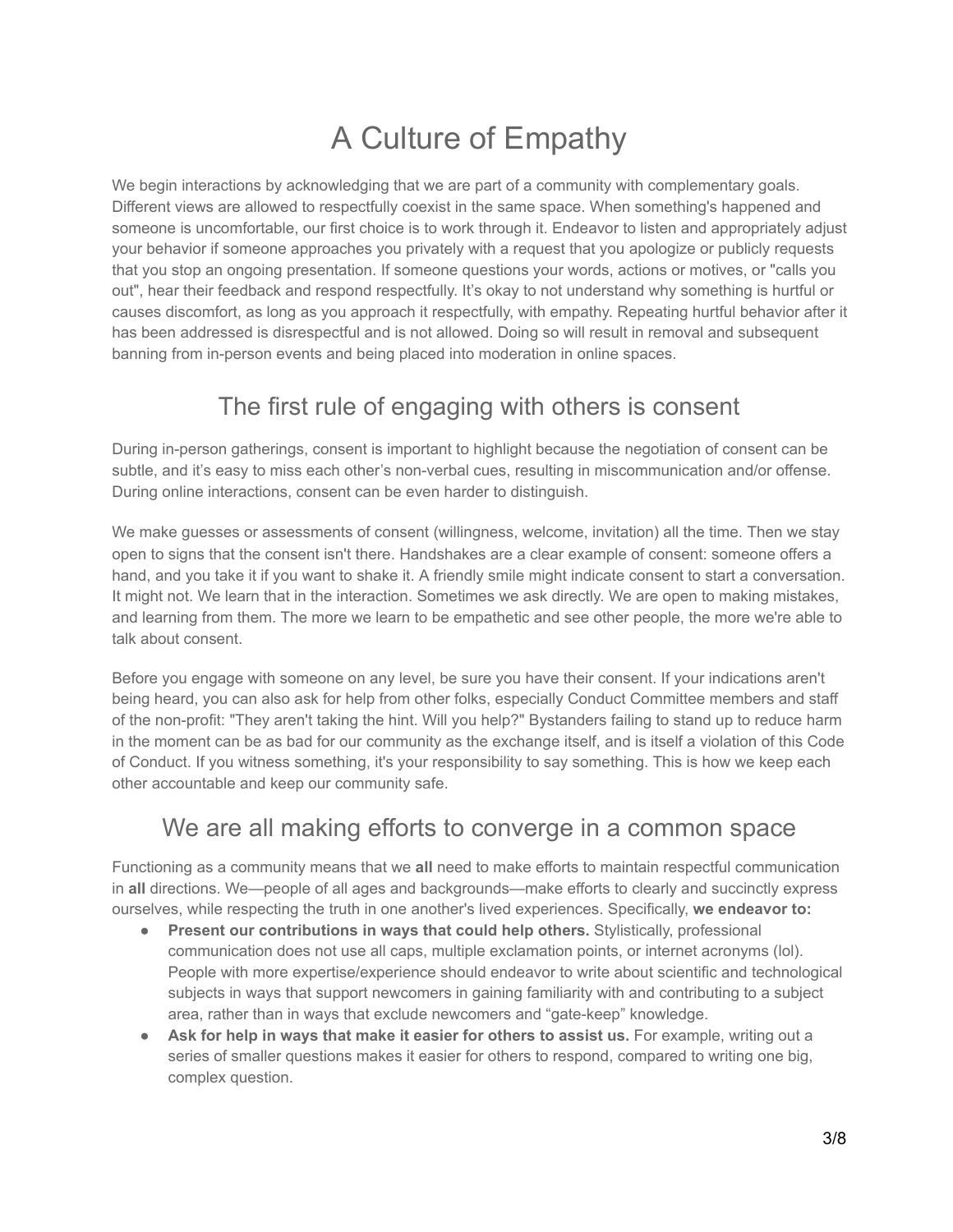# A Culture of Empathy

We begin interactions by acknowledging that we are part of a community with complementary goals. Different views are allowed to respectfully coexist in the same space. When something's happened and someone is uncomfortable, our first choice is to work through it. Endeavor to listen and appropriately adjust your behavior if someone approaches you privately with a request that you apologize or publicly requests that you stop an ongoing presentation. If someone questions your words, actions or motives, or "calls you out", hear their feedback and respond respectfully. It's okay to not understand why something is hurtful or causes discomfort, as long as you approach it respectfully, with empathy. Repeating hurtful behavior after it has been addressed is disrespectful and is not allowed. Doing so will result in removal and subsequent banning from in-person events and being placed into moderation in online spaces.

## The first rule of engaging with others is consent

During in-person gatherings, consent is important to highlight because the negotiation of consent can be subtle, and it's easy to miss each other's non-verbal cues, resulting in miscommunication and/or offense. During online interactions, consent can be even harder to distinguish.

We make guesses or assessments of consent (willingness, welcome, invitation) all the time. Then we stay open to signs that the consent isn't there. Handshakes are a clear example of consent: someone offers a hand, and you take it if you want to shake it. A friendly smile might indicate consent to start a conversation. It might not. We learn that in the interaction. Sometimes we ask directly. We are open to making mistakes, and learning from them. The more we learn to be empathetic and see other people, the more we're able to talk about consent.

Before you engage with someone on any level, be sure you have their consent. If your indications aren't being heard, you can also ask for help from other folks, especially Conduct Committee members and staff of the non-profit: "They aren't taking the hint. Will you help?" Bystanders failing to stand up to reduce harm in the moment can be as bad for our community as the exchange itself, and is itself a violation of this Code of Conduct. If you witness something, it's your responsibility to say something. This is how we keep each other accountable and keep our community safe.

## We are all making efforts to converge in a common space

Functioning as a community means that we **all** need to make efforts to maintain respectful communication in **all** directions. We—people of all ages and backgrounds—make efforts to clearly and succinctly express ourselves, while respecting the truth in one another's lived experiences. Specifically, **we endeavor to:**

- **Present our contributions in ways that could help others.** Stylistically, professional communication does not use all caps, multiple exclamation points, or internet acronyms (lol). People with more expertise/experience should endeavor to write about scientific and technological subjects in ways that support newcomers in gaining familiarity with and contributing to a subject area, rather than in ways that exclude newcomers and "gate-keep" knowledge.
- **Ask for help in ways that make it easier for others to assist us.** For example, writing out a series of smaller questions makes it easier for others to respond, compared to writing one big, complex question.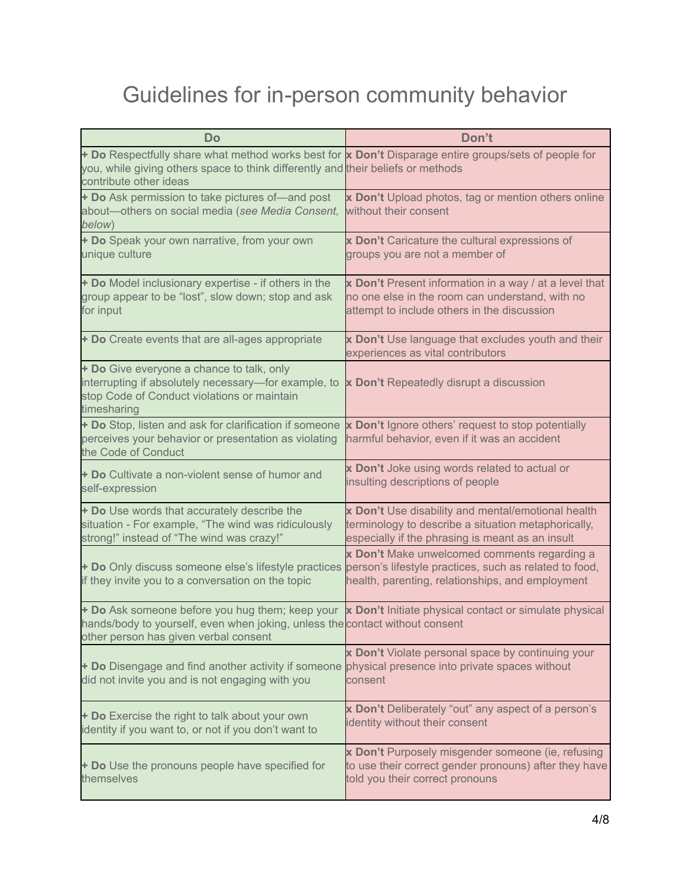# Guidelines for in-person community behavior

| Do | Don't |
|---|---|
| **+ Do** Respectfully share what method works best for you, while giving others space to think differently and contribute other ideas | **x Don't** Disparage entire groups/sets of people for their beliefs or methods |
| **+ Do** Ask permission to take pictures of—and post about—others on social media (*see Media Consent, below*) | **x Don't** Upload photos, tag or mention others online without their consent |
| **+ Do** Speak your own narrative, from your own unique culture | **x Don't** Caricature the cultural expressions of groups you are not a member of |
| **+ Do** Model inclusionary expertise - if others in the group appear to be "lost", slow down; stop and ask for input | **x Don't** Present information in a way / at a level that no one else in the room can understand, with no attempt to include others in the discussion |
| **+ Do** Create events that are all-ages appropriate | **x Don't** Use language that excludes youth and their experiences as vital contributors |
| **+ Do** Give everyone a chance to talk, only interrupting if absolutely necessary—for example, to stop Code of Conduct violations or maintain timesharing | **x Don't** Repeatedly disrupt a discussion |
| **+ Do** Stop, listen and ask for clarification if someone perceives your behavior or presentation as violating the Code of Conduct | **x Don't** Ignore others' request to stop potentially harmful behavior, even if it was an accident |
| **+ Do** Cultivate a non-violent sense of humor and self-expression | **x Don't** Joke using words related to actual or insulting descriptions of people |
| **+ Do** Use words that accurately describe the situation - For example, "The wind was ridiculously strong!" instead of "The wind was crazy!" | **x Don't** Use disability and mental/emotional health terminology to describe a situation metaphorically, especially if the phrasing is meant as an insult |
| **+ Do** Only discuss someone else's lifestyle practices if they invite you to a conversation on the topic | **x Don't** Make unwelcomed comments regarding a person's lifestyle practices, such as related to food, health, parenting, relationships, and employment |
| **+ Do** Ask someone before you hug them; keep your hands/body to yourself, even when joking, unless the other person has given verbal consent | **x Don't** Initiate physical contact or simulate physical contact without consent |
| **+ Do** Disengage and find another activity if someone did not invite you and is not engaging with you | **x Don't** Violate personal space by continuing your physical presence into private spaces without consent |
| **+ Do** Exercise the right to talk about your own identity if you want to, or not if you don't want to | **x Don't** Deliberately "out" any aspect of a person's identity without their consent |
| **+ Do** Use the pronouns people have specified for themselves | **x Don't** Purposely misgender someone (ie, refusing to use their correct gender pronouns) after they have told you their correct pronouns |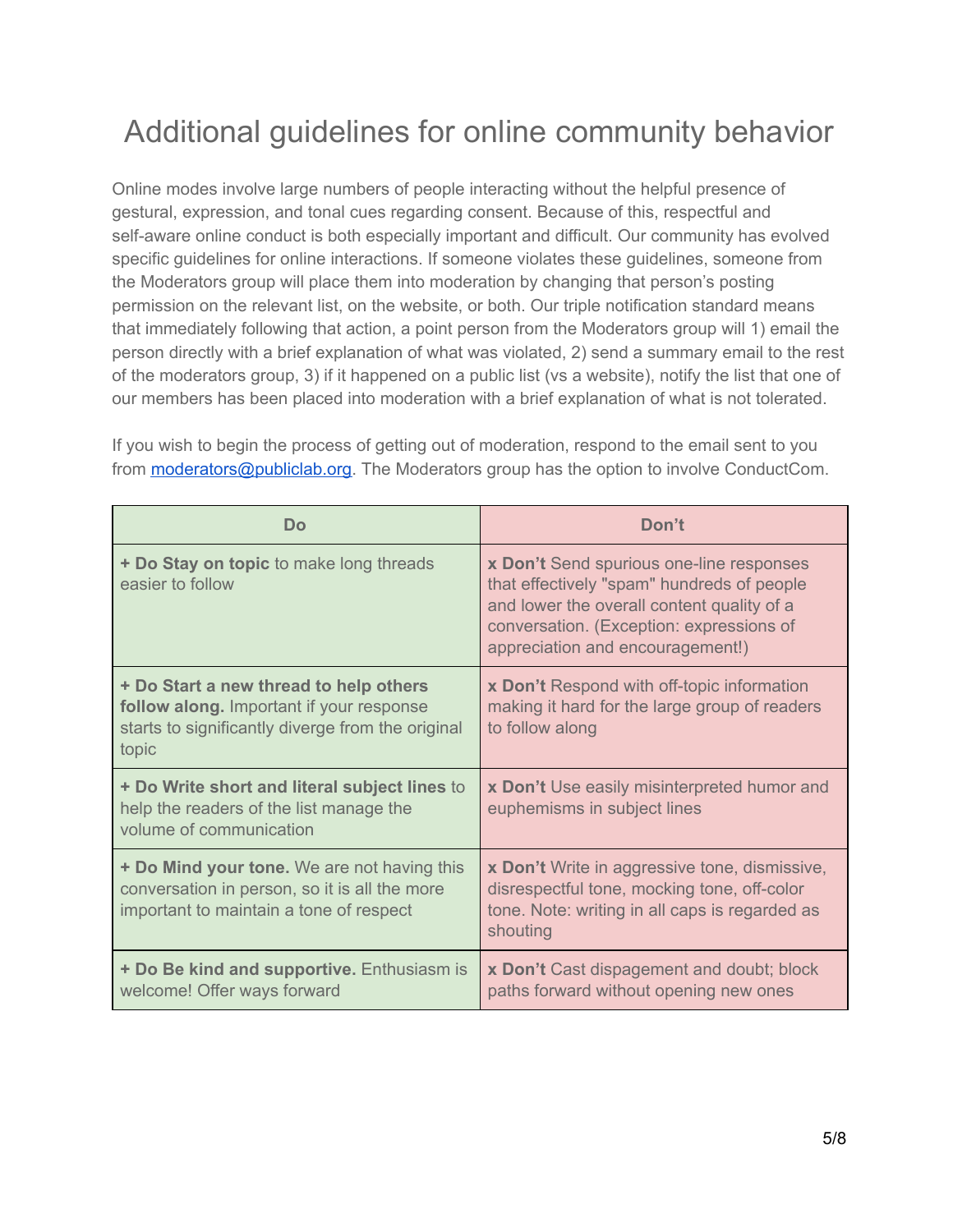# Additional guidelines for online community behavior

Online modes involve large numbers of people interacting without the helpful presence of gestural, expression, and tonal cues regarding consent. Because of this, respectful and self-aware online conduct is both especially important and difficult. Our community has evolved specific guidelines for online interactions. If someone violates these guidelines, someone from the Moderators group will place them into moderation by changing that person's posting permission on the relevant list, on the website, or both. Our triple notification standard means that immediately following that action, a point person from the Moderators group will 1) email the person directly with a brief explanation of what was violated, 2) send a summary email to the rest of the moderators group, 3) if it happened on a public list (vs a website), notify the list that one of our members has been placed into moderation with a brief explanation of what is not tolerated.

If you wish to begin the process of getting out of moderation, respond to the email sent to you from [moderators@publiclab.org](mailto:moderators@publiclab.org). The Moderators group has the option to involve ConductCom.

| Do | Don't |
|---|---|
| **+ Do Stay on topic** to make long threads easier to follow | **x Don't** Send spurious one-line responses that effectively "spam" hundreds of people and lower the overall content quality of a conversation. (Exception: expressions of appreciation and encouragement!) |
| **+ Do Start a new thread to help others follow along.** Important if your response starts to significantly diverge from the original topic | **x Don't** Respond with off-topic information making it hard for the large group of readers to follow along |
| **+ Do Write short and literal subject lines** to help the readers of the list manage the volume of communication | **x Don't** Use easily misinterpreted humor and euphemisms in subject lines |
| **+ Do Mind your tone.** We are not having this conversation in person, so it is all the more important to maintain a tone of respect | **x Don't** Write in aggressive tone, dismissive, disrespectful tone, mocking tone, off-color tone. Note: writing in all caps is regarded as shouting |
| **+ Do Be kind and supportive.** Enthusiasm is welcome! Offer ways forward | **x Don't** Cast dispagement and doubt; block paths forward without opening new ones |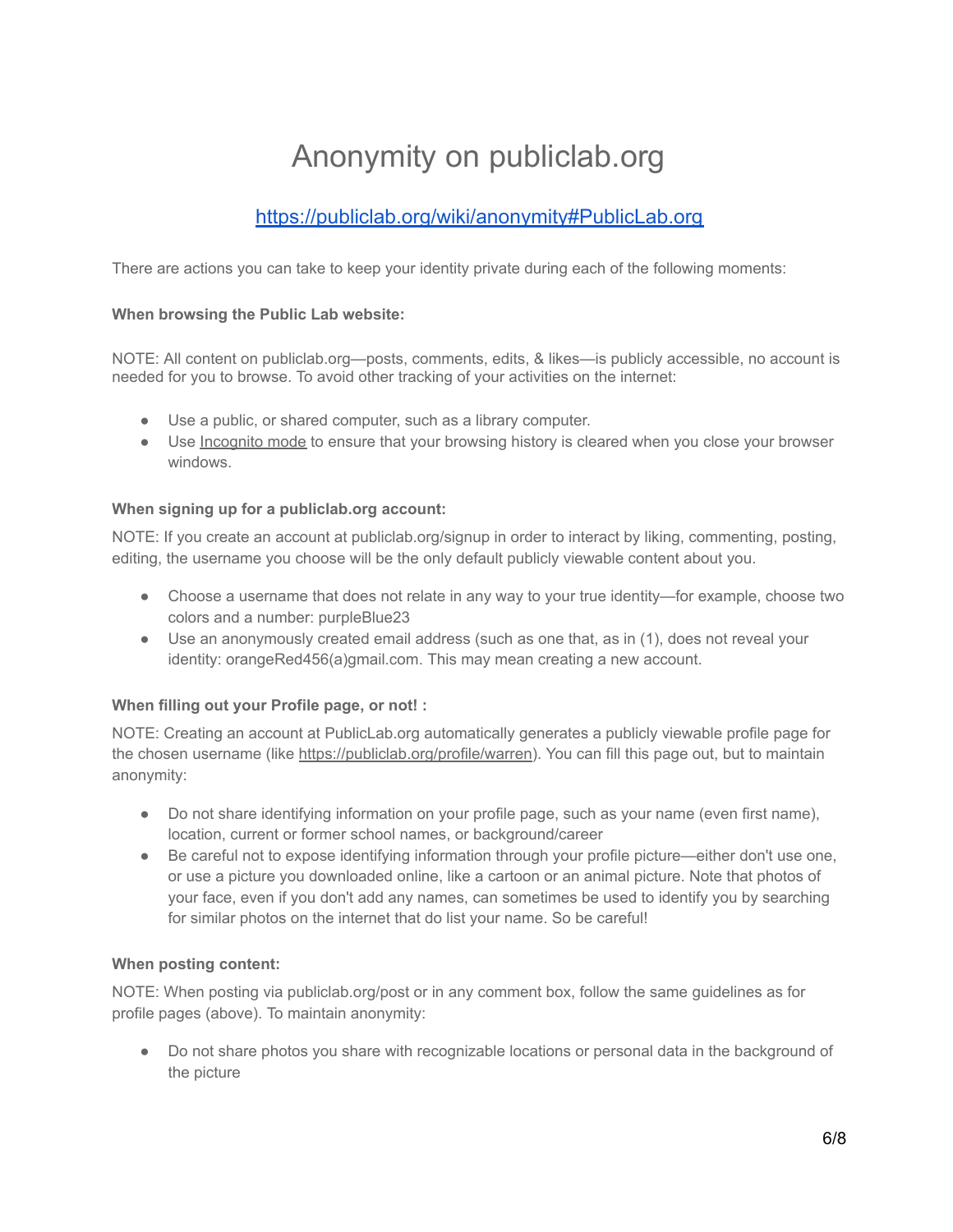# Anonymity on publiclab.org

[https://publiclab.org/wiki/anonymity#PublicLab.org](https://publiclab.org/wiki/anonymity#PublicLab.org)

There are actions you can take to keep your identity private during each of the following moments:

**When browsing the Public Lab website:**

NOTE: All content on publiclab.org—posts, comments, edits, & likes—is publicly accessible, no account is needed for you to browse. To avoid other tracking of your activities on the internet:

- Use a public, or shared computer, such as a library computer.
- Use Incognito mode to ensure that your browsing history is cleared when you close your browser windows.

**When signing up for a publiclab.org account:**

NOTE: If you create an account at publiclab.org/signup in order to interact by liking, commenting, posting, editing, the username you choose will be the only default publicly viewable content about you.

- Choose a username that does not relate in any way to your true identity—for example, choose two colors and a number: purpleBlue23
- Use an anonymously created email address (such as one that, as in (1), does not reveal your identity: orangeRed456(a)gmail.com. This may mean creating a new account.

**When filling out your Profile page, or not! :**

NOTE: Creating an account at PublicLab.org automatically generates a publicly viewable profile page for the chosen username (like https://publiclab.org/profile/warren). You can fill this page out, but to maintain anonymity:

- Do not share identifying information on your profile page, such as your name (even first name), location, current or former school names, or background/career
- Be careful not to expose identifying information through your profile picture—either don't use one, or use a picture you downloaded online, like a cartoon or an animal picture. Note that photos of your face, even if you don't add any names, can sometimes be used to identify you by searching for similar photos on the internet that do list your name. So be careful!

**When posting content:**

NOTE: When posting via publiclab.org/post or in any comment box, follow the same guidelines as for profile pages (above). To maintain anonymity:

- Do not share photos you share with recognizable locations or personal data in the background of the picture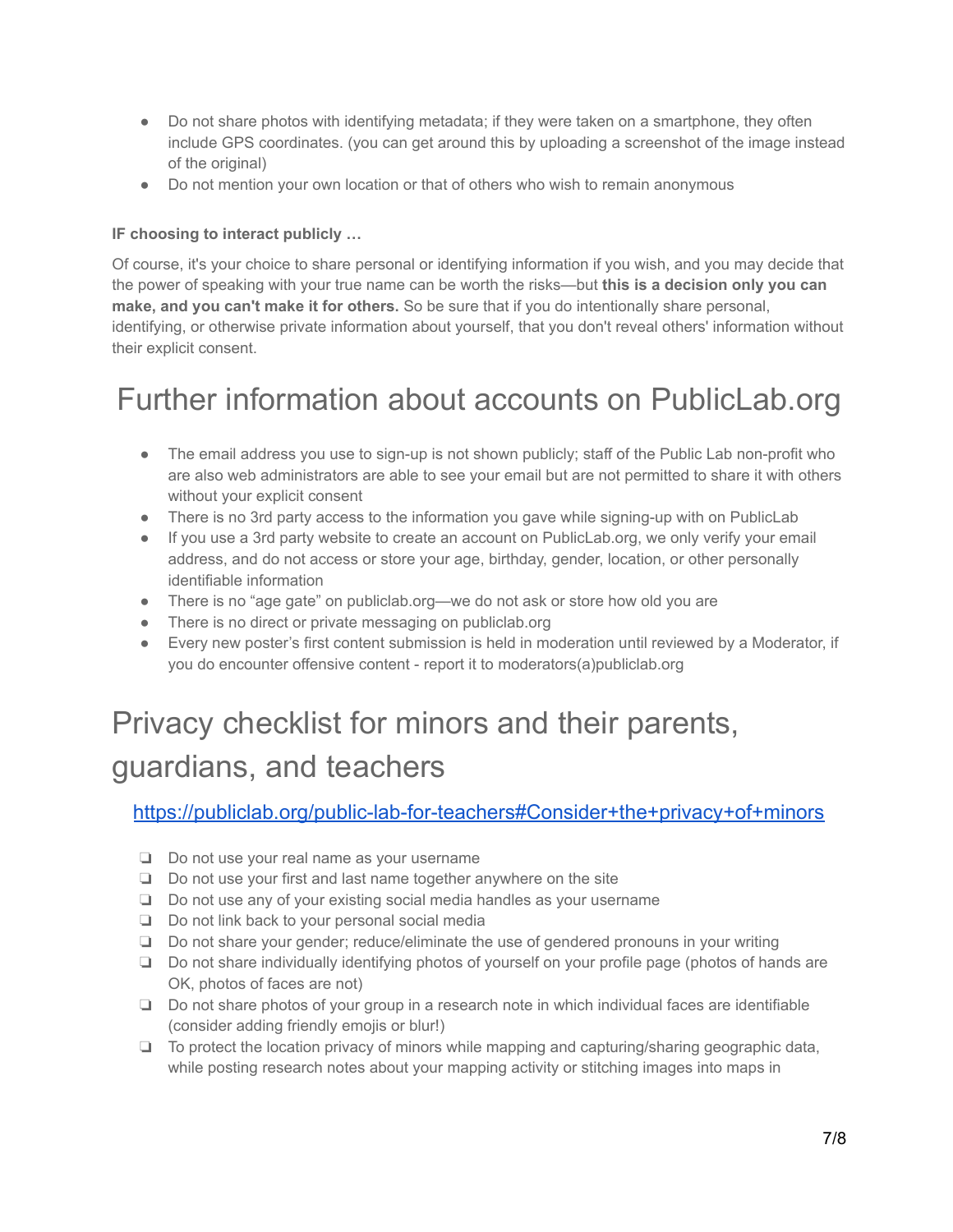- Do not share photos with identifying metadata; if they were taken on a smartphone, they often include GPS coordinates. (you can get around this by uploading a screenshot of the image instead of the original)
- Do not mention your own location or that of others who wish to remain anonymous

**IF choosing to interact publicly …**

Of course, it's your choice to share personal or identifying information if you wish, and you may decide that the power of speaking with your true name can be worth the risks—but **this is a decision only you can make, and you can't make it for others.** So be sure that if you do intentionally share personal, identifying, or otherwise private information about yourself, that you don't reveal others' information without their explicit consent.

# Further information about accounts on PublicLab.org

- The email address you use to sign-up is not shown publicly; staff of the Public Lab non-profit who are also web administrators are able to see your email but are not permitted to share it with others without your explicit consent
- There is no 3rd party access to the information you gave while signing-up with on PublicLab
- If you use a 3rd party website to create an account on PublicLab.org, we only verify your email address, and do not access or store your age, birthday, gender, location, or other personally identifiable information
- There is no "age gate" on publiclab.org—we do not ask or store how old you are
- There is no direct or private messaging on publiclab.org
- Every new poster's first content submission is held in moderation until reviewed by a Moderator, if you do encounter offensive content - report it to moderators(a)publiclab.org

# Privacy checklist for minors and their parents, guardians, and teachers

https://publiclab.org/public-lab-for-teachers#Consider+the+privacy+of+minors

- [ ] Do not use your real name as your username
- [ ] Do not use your first and last name together anywhere on the site
- [ ] Do not use any of your existing social media handles as your username
- [ ] Do not link back to your personal social media
- [ ] Do not share your gender; reduce/eliminate the use of gendered pronouns in your writing
- [ ] Do not share individually identifying photos of yourself on your profile page (photos of hands are OK, photos of faces are not)
- [ ] Do not share photos of your group in a research note in which individual faces are identifiable (consider adding friendly emojis or blur!)
- [ ] To protect the location privacy of minors while mapping and capturing/sharing geographic data, while posting research notes about your mapping activity or stitching images into maps in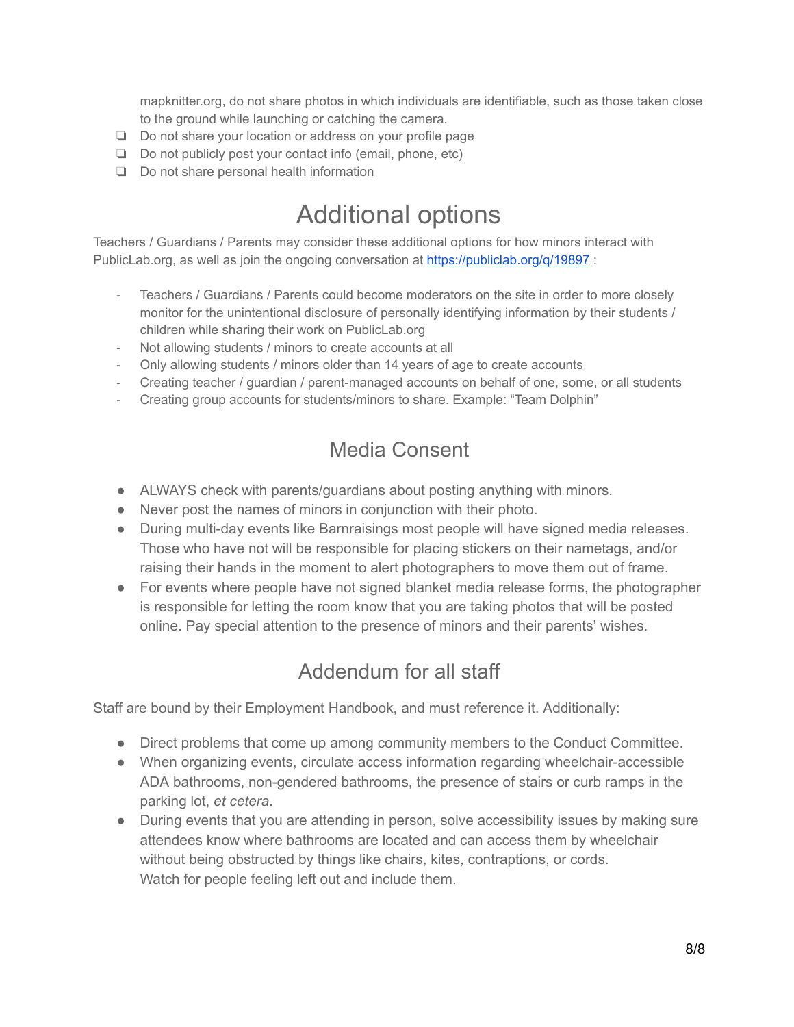mapknitter.org, do not share photos in which individuals are identifiable, such as those taken close to the ground while launching or catching the camera.

- [ ] Do not share your location or address on your profile page
- [ ] Do not publicly post your contact info (email, phone, etc)
- [ ] Do not share personal health information

# Additional options

Teachers / Guardians / Parents may consider these additional options for how minors interact with PublicLab.org, as well as join the ongoing conversation at [https://publiclab.org/q/19897](https://publiclab.org/q/19897) :

- Teachers / Guardians / Parents could become moderators on the site in order to more closely monitor for the unintentional disclosure of personally identifying information by their students / children while sharing their work on PublicLab.org
- Not allowing students / minors to create accounts at all
- Only allowing students / minors older than 14 years of age to create accounts
- Creating teacher / guardian / parent-managed accounts on behalf of one, some, or all students
- Creating group accounts for students/minors to share. Example: "Team Dolphin"

## Media Consent

- ALWAYS check with parents/guardians about posting anything with minors.
- Never post the names of minors in conjunction with their photo.
- During multi-day events like Barnraisings most people will have signed media releases. Those who have not will be responsible for placing stickers on their nametags, and/or raising their hands in the moment to alert photographers to move them out of frame.
- For events where people have not signed blanket media release forms, the photographer is responsible for letting the room know that you are taking photos that will be posted online. Pay special attention to the presence of minors and their parents' wishes.

## Addendum for all staff

Staff are bound by their Employment Handbook, and must reference it. Additionally:

- Direct problems that come up among community members to the Conduct Committee.
- When organizing events, circulate access information regarding wheelchair-accessible ADA bathrooms, non-gendered bathrooms, the presence of stairs or curb ramps in the parking lot, *et cetera*.
- During events that you are attending in person, solve accessibility issues by making sure attendees know where bathrooms are located and can access them by wheelchair without being obstructed by things like chairs, kites, contraptions, or cords.
  Watch for people feeling left out and include them.